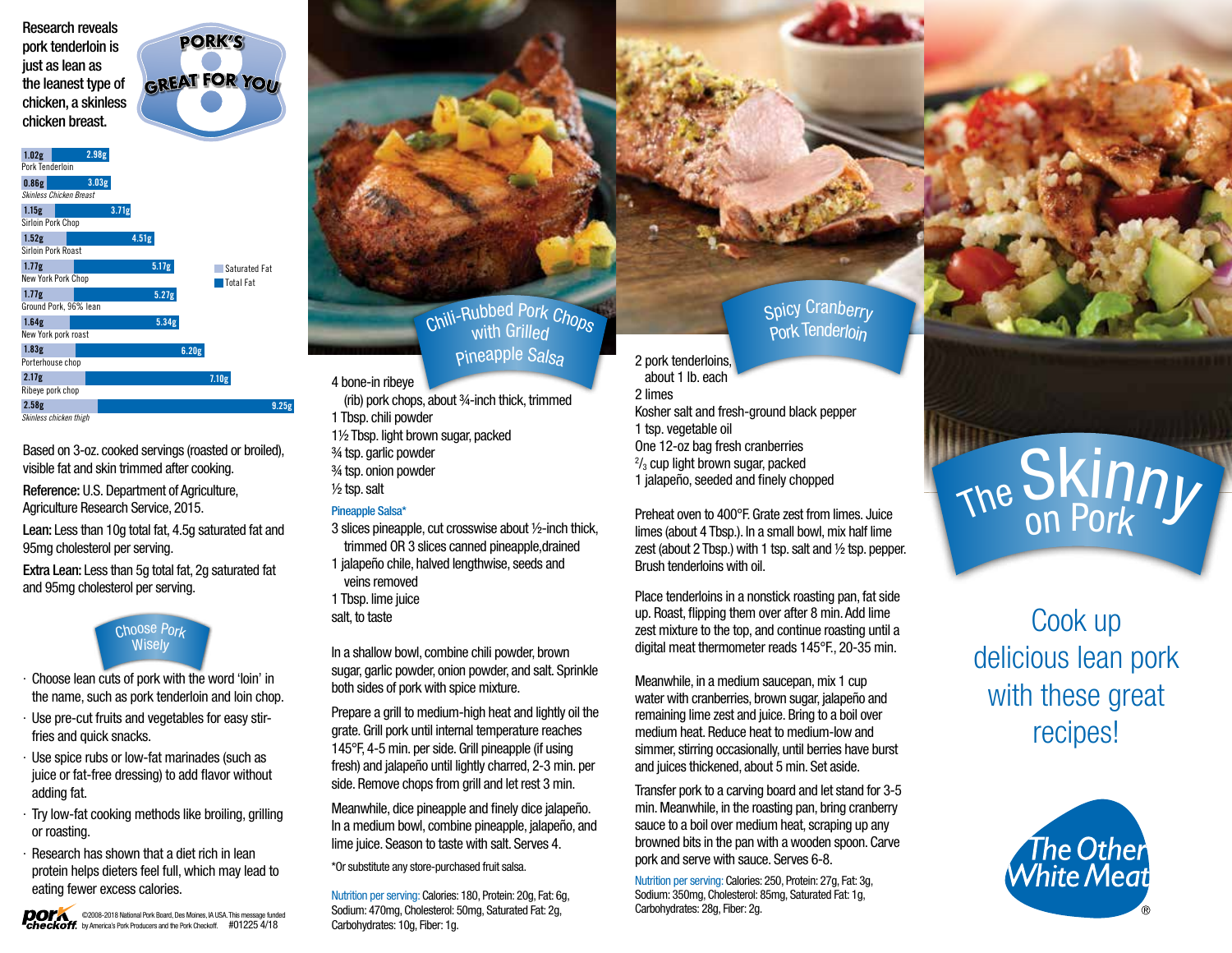Research reveals pork tenderloin is just as lean as the leanest type of chicken, a skinless chicken breast.

PORK'S 8 GREAT FOR YOU

1.02g 2.98g
Pork Tenderloin
0.86g 3.03g
*Skinless Chicken Breast*
1.15g 3.71g
Sirloin Pork Chop
1.52g 4.51g
Sirloin Pork Roast
1.77g 5.17g
New York Pork Chop
1.77g 5.27g
Ground Pork, 96% lean
1.64g 5.34g
New York pork roast
1.83g 6.20g
Porterhouse chop
2.17g 7.10g
Ribeye pork chop
2.58g 9.25g
*Skinless chicken thigh*

Saturated Fat
Total Fat

Based on 3-oz. cooked servings (roasted or broiled), visible fat and skin trimmed after cooking.

**Reference:** U.S. Department of Agriculture, Agriculture Research Service, 2015.

**Lean:** Less than 10g total fat, 4.5g saturated fat and 95mg cholesterol per serving.

**Extra Lean:** Less than 5g total fat, 2g saturated fat and 95mg cholesterol per serving.

## Choose Pork Wisely

- Choose lean cuts of pork with the word 'loin' in the name, such as pork tenderloin and loin chop.
- Use pre-cut fruits and vegetables for easy stir-fries and quick snacks.
- Use spice rubs or low-fat marinades (such as juice or fat-free dressing) to add flavor without adding fat.
- Try low-fat cooking methods like broiling, grilling or roasting.
- Research has shown that a diet rich in lean protein helps dieters feel full, which may lead to eating fewer excess calories.

©2008-2018 National Pork Board, Des Moines, IA USA. This message funded by America's Pork Producers and the Pork Checkoff. #01225 4/18

## Chili-Rubbed Pork Chops with Grilled Pineapple Salsa

4 bone-in ribeye (rib) pork chops, about ¾-inch thick, trimmed
1 Tbsp. chili powder
1½ Tbsp. light brown sugar, packed
¾ tsp. garlic powder
¾ tsp. onion powder
½ tsp. salt

### Pineapple Salsa*

3 slices pineapple, cut crosswise about ½-inch thick, trimmed OR 3 slices canned pineapple,drained
1 jalapeño chile, halved lengthwise, seeds and veins removed
1 Tbsp. lime juice
salt, to taste

In a shallow bowl, combine chili powder, brown sugar, garlic powder, onion powder, and salt. Sprinkle both sides of pork with spice mixture.

Prepare a grill to medium-high heat and lightly oil the grate. Grill pork until internal temperature reaches 145°F, 4-5 min. per side. Grill pineapple (if using fresh) and jalapeño until lightly charred, 2-3 min. per side. Remove chops from grill and let rest 3 min.

Meanwhile, dice pineapple and finely dice jalapeño. In a medium bowl, combine pineapple, jalapeño, and lime juice. Season to taste with salt. Serves 4.

*Or substitute any store-purchased fruit salsa.

Nutrition per serving: Calories: 180, Protein: 20g, Fat: 6g, Sodium: 470mg, Cholesterol: 50mg, Saturated Fat: 2g, Carbohydrates: 10g, Fiber: 1g.

## Spicy Cranberry Pork Tenderloin

2 pork tenderloins, about 1 lb. each
2 limes
Kosher salt and fresh-ground black pepper
1 tsp. vegetable oil
One 12-oz bag fresh cranberries
$^{2}/_{3}$ cup light brown sugar, packed
1 jalapeño, seeded and finely chopped

Preheat oven to 400°F. Grate zest from limes. Juice limes (about 4 Tbsp.). In a small bowl, mix half lime zest (about 2 Tbsp.) with 1 tsp. salt and ½ tsp. pepper. Brush tenderloins with oil.

Place tenderloins in a nonstick roasting pan, fat side up. Roast, flipping them over after 8 min. Add lime zest mixture to the top, and continue roasting until a digital meat thermometer reads 145°F., 20-35 min.

Meanwhile, in a medium saucepan, mix 1 cup water with cranberries, brown sugar, jalapeño and remaining lime zest and juice. Bring to a boil over medium heat. Reduce heat to medium-low and simmer, stirring occasionally, until berries have burst and juices thickened, about 5 min. Set aside.

Transfer pork to a carving board and let stand for 3-5 min. Meanwhile, in the roasting pan, bring cranberry sauce to a boil over medium heat, scraping up any browned bits in the pan with a wooden spoon. Carve pork and serve with sauce. Serves 6-8.

Nutrition per serving: Calories: 250, Protein: 27g, Fat: 3g, Sodium: 350mg, Cholesterol: 85mg, Saturated Fat: 1g, Carbohydrates: 28g, Fiber: 2g.

# The Skinny on Pork

Cook up delicious lean pork with these great recipes!

The Other White Meat®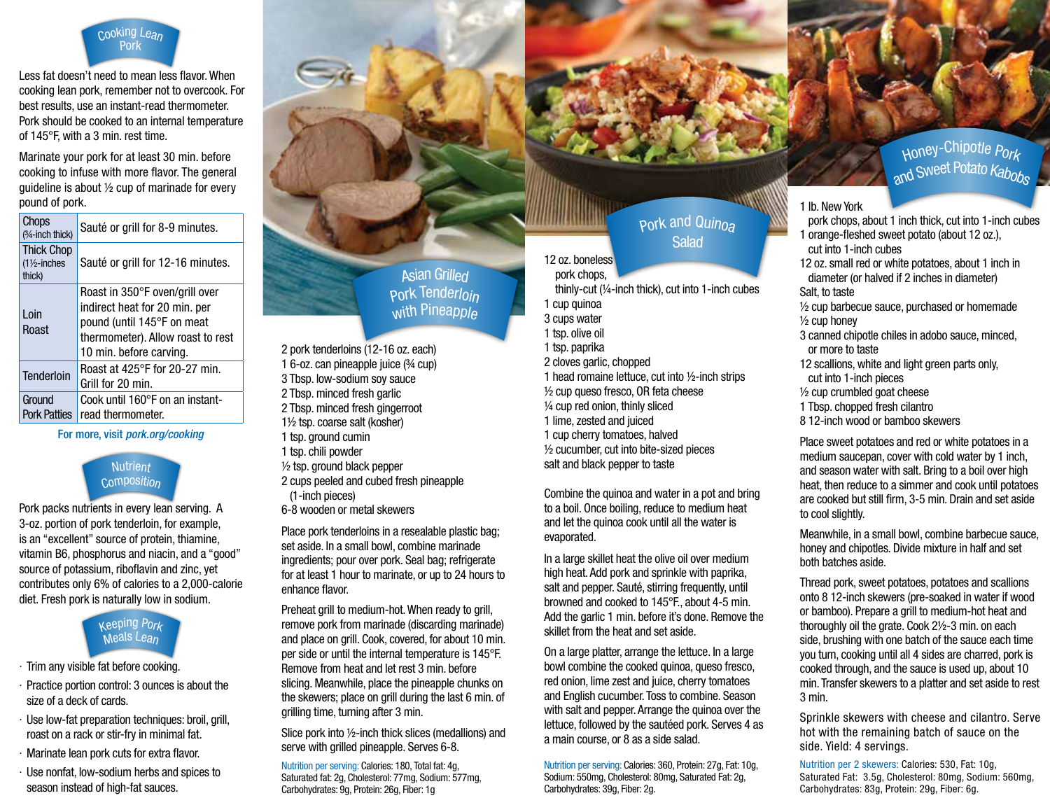## Cooking Lean Pork

Less fat doesn't need to mean less flavor. When cooking lean pork, remember not to overcook. For best results, use an instant-read thermometer. Pork should be cooked to an internal temperature of 145°F, with a 3 min. rest time.

Marinate your pork for at least 30 min. before cooking to infuse with more flavor. The general guideline is about ½ cup of marinade for every pound of pork.

| | |
|---|---|
| Chops (¾-inch thick) | Sauté or grill for 8-9 minutes. |
| Thick Chop (1½-inches thick) | Sauté or grill for 12-16 minutes. |
| Loin Roast | Roast in 350°F oven/grill over indirect heat for 20 min. per pound (until 145°F on meat thermometer). Allow roast to rest 10 min. before carving. |
| Tenderloin | Roast at 425°F for 20-27 min. Grill for 20 min. |
| Ground Pork Patties | Cook until 160°F on an instant-read thermometer. |

For more, visit *pork.org/cooking*

## Nutrient Composition

Pork packs nutrients in every lean serving. A 3-oz. portion of pork tenderloin, for example, is an "excellent" source of protein, thiamine, vitamin B6, phosphorus and niacin, and a "good" source of potassium, riboflavin and zinc, yet contributes only 6% of calories to a 2,000-calorie diet. Fresh pork is naturally low in sodium.

## Keeping Pork Meals Lean

- Trim any visible fat before cooking.
- Practice portion control: 3 ounces is about the size of a deck of cards.
- Use low-fat preparation techniques: broil, grill, roast on a rack or stir-fry in minimal fat.
- Marinate lean pork cuts for extra flavor.
- Use nonfat, low-sodium herbs and spices to season instead of high-fat sauces.

## Asian Grilled Pork Tenderloin with Pineapple

2 pork tenderloins (12-16 oz. each)
1 6-oz. can pineapple juice (¾ cup)
3 Tbsp. low-sodium soy sauce
2 Tbsp. minced fresh garlic
2 Tbsp. minced fresh gingerroot
1½ tsp. coarse salt (kosher)
1 tsp. ground cumin
1 tsp. chili powder
½ tsp. ground black pepper
2 cups peeled and cubed fresh pineapple (1-inch pieces)
6-8 wooden or metal skewers

Place pork tenderloins in a resealable plastic bag; set aside. In a small bowl, combine marinade ingredients; pour over pork. Seal bag; refrigerate for at least 1 hour to marinate, or up to 24 hours to enhance flavor.

Preheat grill to medium-hot. When ready to grill, remove pork from marinade (discarding marinade) and place on grill. Cook, covered, for about 10 min. per side or until the internal temperature is 145°F. Remove from heat and let rest 3 min. before slicing. Meanwhile, place the pineapple chunks on the skewers; place on grill during the last 6 min. of grilling time, turning after 3 min.

Slice pork into ½-inch thick slices (medallions) and serve with grilled pineapple. Serves 6-8.

Nutrition per serving: Calories: 180, Total fat: 4g, Saturated fat: 2g, Cholesterol: 77mg, Sodium: 577mg, Carbohydrates: 9g, Protein: 26g, Fiber: 1g

## Pork and Quinoa Salad

12 oz. boneless pork chops, thinly-cut (¼-inch thick), cut into 1-inch cubes
1 cup quinoa
3 cups water
1 tsp. olive oil
1 tsp. paprika
2 cloves garlic, chopped
1 head romaine lettuce, cut into ½-inch strips
½ cup queso fresco, OR feta cheese
¼ cup red onion, thinly sliced
1 lime, zested and juiced
1 cup cherry tomatoes, halved
½ cucumber, cut into bite-sized pieces
salt and black pepper to taste

Combine the quinoa and water in a pot and bring to a boil. Once boiling, reduce to medium heat and let the quinoa cook until all the water is evaporated.

In a large skillet heat the olive oil over medium high heat. Add pork and sprinkle with paprika, salt and pepper. Sauté, stirring frequently, until browned and cooked to 145°F., about 4-5 min. Add the garlic 1 min. before it's done. Remove the skillet from the heat and set aside.

On a large platter, arrange the lettuce. In a large bowl combine the cooked quinoa, queso fresco, red onion, lime zest and juice, cherry tomatoes and English cucumber. Toss to combine. Season with salt and pepper. Arrange the quinoa over the lettuce, followed by the sautéed pork. Serves 4 as a main course, or 8 as a side salad.

Nutrition per serving: Calories: 360, Protein: 27g, Fat: 10g, Sodium: 550mg, Cholesterol: 80mg, Saturated Fat: 2g, Carbohydrates: 39g, Fiber: 2g.

## Honey-Chipotle Pork and Sweet Potato Kabobs

1 lb. New York pork chops, about 1 inch thick, cut into 1-inch cubes
1 orange-fleshed sweet potato (about 12 oz.), cut into 1-inch cubes
12 oz. small red or white potatoes, about 1 inch in diameter (or halved if 2 inches in diameter)
Salt, to taste
½ cup barbecue sauce, purchased or homemade
½ cup honey
3 canned chipotle chiles in adobo sauce, minced, or more to taste
12 scallions, white and light green parts only, cut into 1-inch pieces
½ cup crumbled goat cheese
1 Tbsp. chopped fresh cilantro
8 12-inch wood or bamboo skewers

Place sweet potatoes and red or white potatoes in a medium saucepan, cover with cold water by 1 inch, and season water with salt. Bring to a boil over high heat, then reduce to a simmer and cook until potatoes are cooked but still firm, 3-5 min. Drain and set aside to cool slightly.

Meanwhile, in a small bowl, combine barbecue sauce, honey and chipotles. Divide mixture in half and set both batches aside.

Thread pork, sweet potatoes, potatoes and scallions onto 8 12-inch skewers (pre-soaked in water if wood or bamboo). Prepare a grill to medium-hot heat and thoroughly oil the grate. Cook 2½-3 min. on each side, brushing with one batch of the sauce each time you turn, cooking until all 4 sides are charred, pork is cooked through, and the sauce is used up, about 10 min. Transfer skewers to a platter and set aside to rest 3 min.

Sprinkle skewers with cheese and cilantro. Serve hot with the remaining batch of sauce on the side. Yield: 4 servings.

Nutrition per 2 skewers: Calories: 530, Fat: 10g, Saturated Fat: 3.5g, Cholesterol: 80mg, Sodium: 560mg, Carbohydrates: 83g, Protein: 29g, Fiber: 6g.